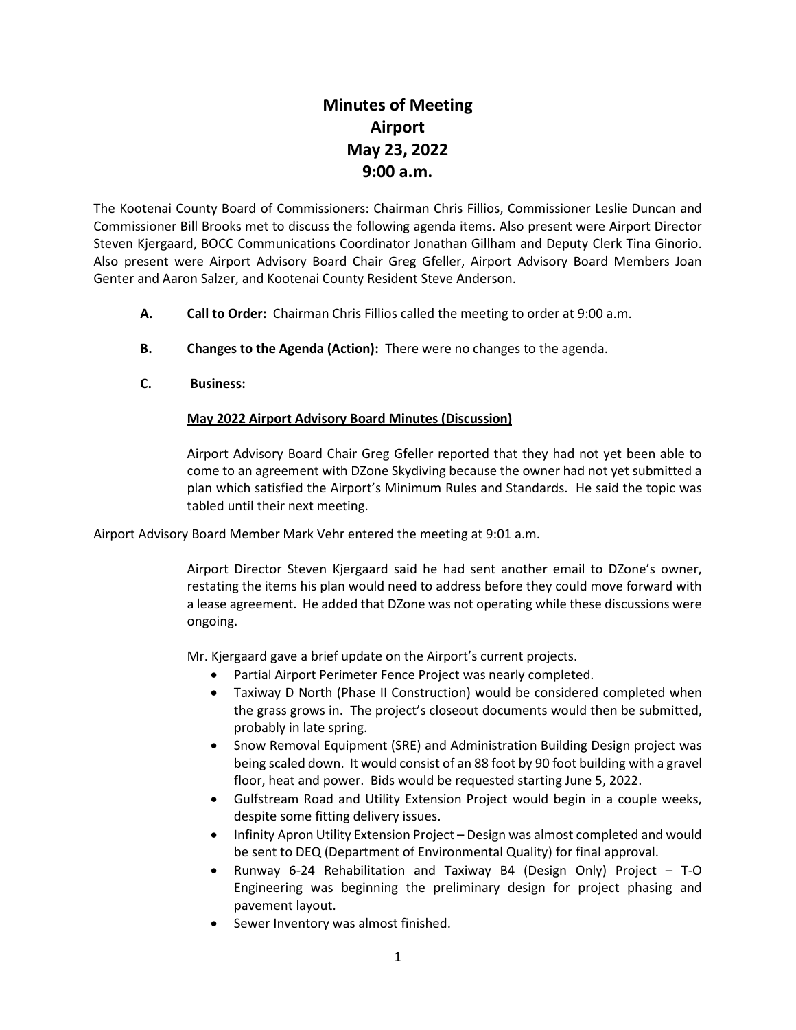# Minutes of Meeting
# Airport
# May 23, 2022
# 9:00 a.m.

The Kootenai County Board of Commissioners: Chairman Chris Fillios, Commissioner Leslie Duncan and Commissioner Bill Brooks met to discuss the following agenda items. Also present were Airport Director Steven Kjergaard, BOCC Communications Coordinator Jonathan Gillham and Deputy Clerk Tina Ginorio. Also present were Airport Advisory Board Chair Greg Gfeller, Airport Advisory Board Members Joan Genter and Aaron Salzer, and Kootenai County Resident Steve Anderson.

**A. Call to Order:** Chairman Chris Fillios called the meeting to order at 9:00 a.m.

**B. Changes to the Agenda (Action):** There were no changes to the agenda.

**C. Business:**

**May 2022 Airport Advisory Board Minutes (Discussion)**

Airport Advisory Board Chair Greg Gfeller reported that they had not yet been able to come to an agreement with DZone Skydiving because the owner had not yet submitted a plan which satisfied the Airport's Minimum Rules and Standards. He said the topic was tabled until their next meeting.

Airport Advisory Board Member Mark Vehr entered the meeting at 9:01 a.m.

Airport Director Steven Kjergaard said he had sent another email to DZone's owner, restating the items his plan would need to address before they could move forward with a lease agreement. He added that DZone was not operating while these discussions were ongoing.

Mr. Kjergaard gave a brief update on the Airport's current projects.

- Partial Airport Perimeter Fence Project was nearly completed.
- Taxiway D North (Phase II Construction) would be considered completed when the grass grows in. The project's closeout documents would then be submitted, probably in late spring.
- Snow Removal Equipment (SRE) and Administration Building Design project was being scaled down. It would consist of an 88 foot by 90 foot building with a gravel floor, heat and power. Bids would be requested starting June 5, 2022.
- Gulfstream Road and Utility Extension Project would begin in a couple weeks, despite some fitting delivery issues.
- Infinity Apron Utility Extension Project – Design was almost completed and would be sent to DEQ (Department of Environmental Quality) for final approval.
- Runway 6-24 Rehabilitation and Taxiway B4 (Design Only) Project – T-O Engineering was beginning the preliminary design for project phasing and pavement layout.
- Sewer Inventory was almost finished.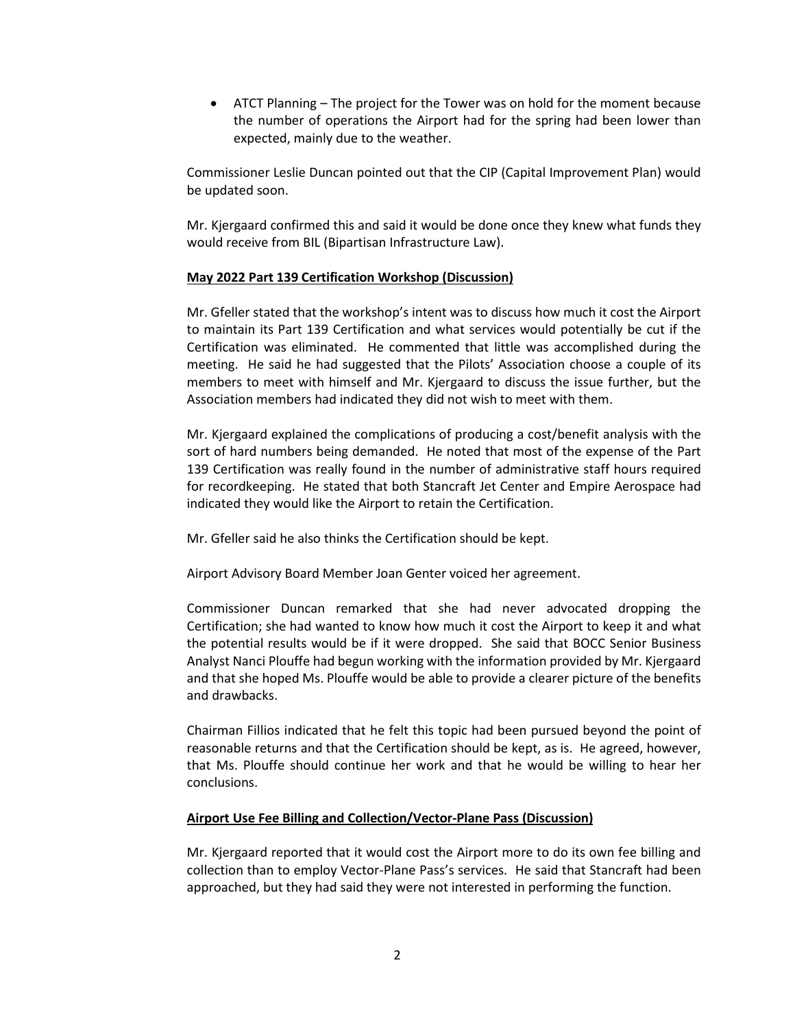- ATCT Planning – The project for the Tower was on hold for the moment because the number of operations the Airport had for the spring had been lower than expected, mainly due to the weather.

Commissioner Leslie Duncan pointed out that the CIP (Capital Improvement Plan) would be updated soon.

Mr. Kjergaard confirmed this and said it would be done once they knew what funds they would receive from BIL (Bipartisan Infrastructure Law).

**May 2022 Part 139 Certification Workshop (Discussion)**

Mr. Gfeller stated that the workshop's intent was to discuss how much it cost the Airport to maintain its Part 139 Certification and what services would potentially be cut if the Certification was eliminated. He commented that little was accomplished during the meeting. He said he had suggested that the Pilots' Association choose a couple of its members to meet with himself and Mr. Kjergaard to discuss the issue further, but the Association members had indicated they did not wish to meet with them.

Mr. Kjergaard explained the complications of producing a cost/benefit analysis with the sort of hard numbers being demanded. He noted that most of the expense of the Part 139 Certification was really found in the number of administrative staff hours required for recordkeeping. He stated that both Stancraft Jet Center and Empire Aerospace had indicated they would like the Airport to retain the Certification.

Mr. Gfeller said he also thinks the Certification should be kept.

Airport Advisory Board Member Joan Genter voiced her agreement.

Commissioner Duncan remarked that she had never advocated dropping the Certification; she had wanted to know how much it cost the Airport to keep it and what the potential results would be if it were dropped. She said that BOCC Senior Business Analyst Nanci Plouffe had begun working with the information provided by Mr. Kjergaard and that she hoped Ms. Plouffe would be able to provide a clearer picture of the benefits and drawbacks.

Chairman Fillios indicated that he felt this topic had been pursued beyond the point of reasonable returns and that the Certification should be kept, as is. He agreed, however, that Ms. Plouffe should continue her work and that he would be willing to hear her conclusions.

**Airport Use Fee Billing and Collection/Vector-Plane Pass (Discussion)**

Mr. Kjergaard reported that it would cost the Airport more to do its own fee billing and collection than to employ Vector-Plane Pass's services. He said that Stancraft had been approached, but they had said they were not interested in performing the function.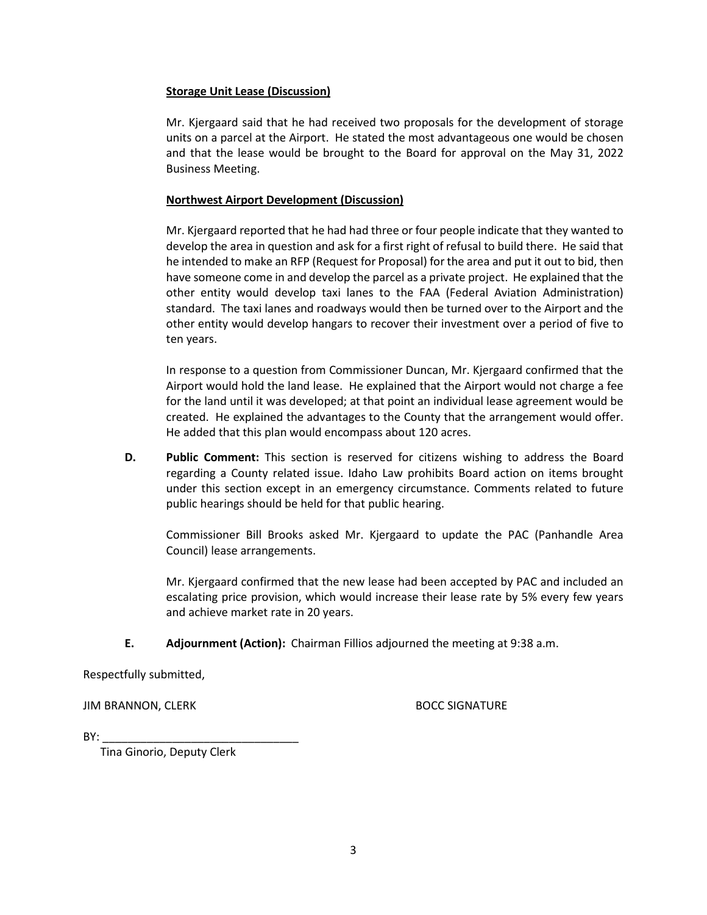**Storage Unit Lease (Discussion)**

Mr. Kjergaard said that he had received two proposals for the development of storage units on a parcel at the Airport. He stated the most advantageous one would be chosen and that the lease would be brought to the Board for approval on the May 31, 2022 Business Meeting.

**Northwest Airport Development (Discussion)**

Mr. Kjergaard reported that he had had three or four people indicate that they wanted to develop the area in question and ask for a first right of refusal to build there. He said that he intended to make an RFP (Request for Proposal) for the area and put it out to bid, then have someone come in and develop the parcel as a private project. He explained that the other entity would develop taxi lanes to the FAA (Federal Aviation Administration) standard. The taxi lanes and roadways would then be turned over to the Airport and the other entity would develop hangars to recover their investment over a period of five to ten years.

In response to a question from Commissioner Duncan, Mr. Kjergaard confirmed that the Airport would hold the land lease. He explained that the Airport would not charge a fee for the land until it was developed; at that point an individual lease agreement would be created. He explained the advantages to the County that the arrangement would offer. He added that this plan would encompass about 120 acres.

**D. Public Comment:** This section is reserved for citizens wishing to address the Board regarding a County related issue. Idaho Law prohibits Board action on items brought under this section except in an emergency circumstance. Comments related to future public hearings should be held for that public hearing.

Commissioner Bill Brooks asked Mr. Kjergaard to update the PAC (Panhandle Area Council) lease arrangements.

Mr. Kjergaard confirmed that the new lease had been accepted by PAC and included an escalating price provision, which would increase their lease rate by 5% every few years and achieve market rate in 20 years.

**E. Adjournment (Action):** Chairman Fillios adjourned the meeting at 9:38 a.m.

Respectfully submitted,

JIM BRANNON, CLERK

BOCC SIGNATURE

BY: \_\_\_\_\_\_\_\_\_\_\_\_\_\_\_\_\_\_\_\_\_\_\_\_\_\_\_\_\_\_\_

Tina Ginorio, Deputy Clerk